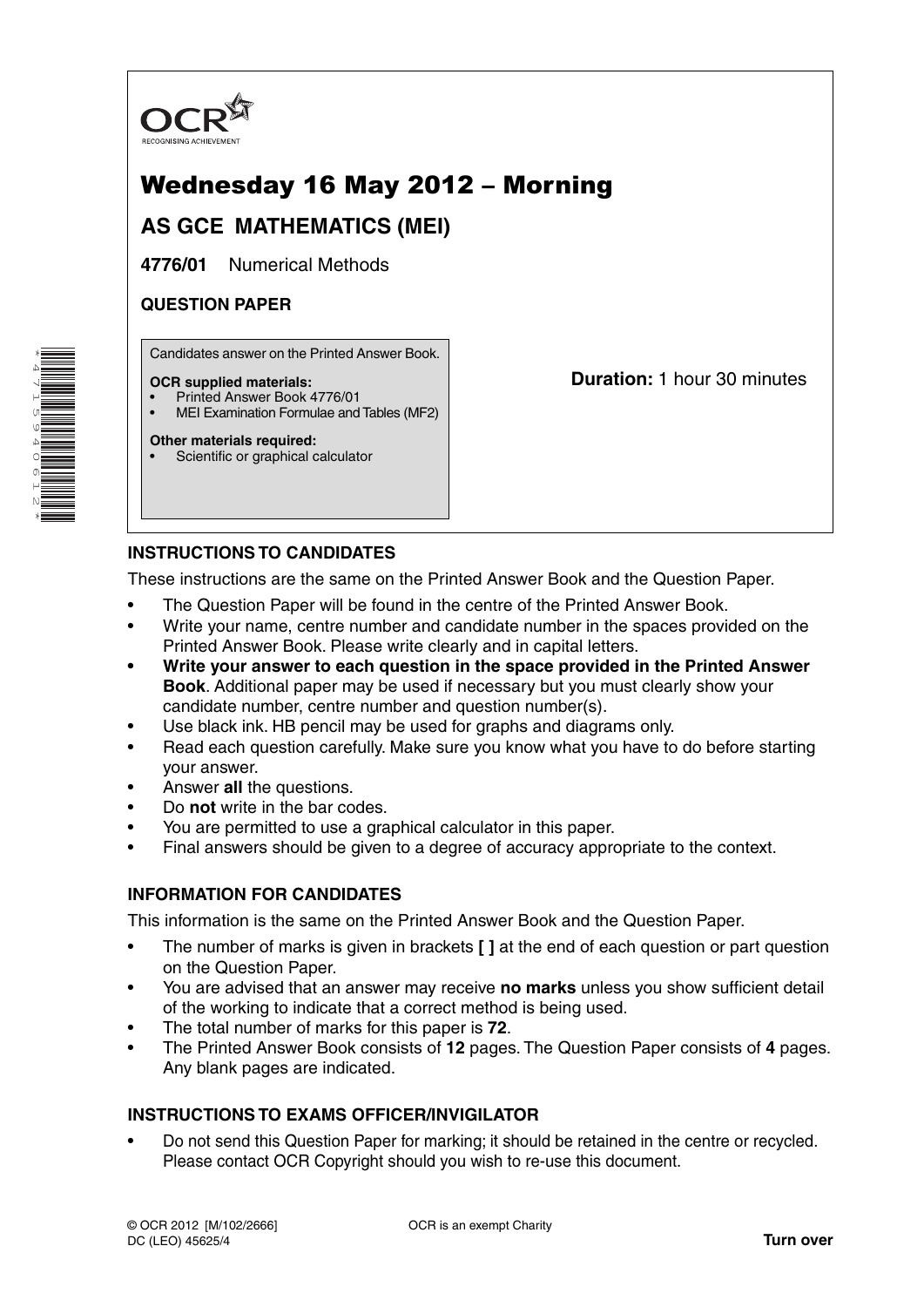OCR
RECOGNISING ACHIEVEMENT

# Wednesday 16 May 2012 – Morning

## AS GCE MATHEMATICS (MEI)

**4776/01** Numerical Methods

**QUESTION PAPER**

Candidates answer on the Printed Answer Book.

**OCR supplied materials:**
- Printed Answer Book 4776/01
- MEI Examination Formulae and Tables (MF2)

**Other materials required:**
- Scientific or graphical calculator

**Duration:** 1 hour 30 minutes

### INSTRUCTIONS TO CANDIDATES

These instructions are the same on the Printed Answer Book and the Question Paper.

- The Question Paper will be found in the centre of the Printed Answer Book.
- Write your name, centre number and candidate number in the spaces provided on the Printed Answer Book. Please write clearly and in capital letters.
- **Write your answer to each question in the space provided in the Printed Answer Book**. Additional paper may be used if necessary but you must clearly show your candidate number, centre number and question number(s).
- Use black ink. HB pencil may be used for graphs and diagrams only.
- Read each question carefully. Make sure you know what you have to do before starting your answer.
- Answer **all** the questions.
- Do **not** write in the bar codes.
- You are permitted to use a graphical calculator in this paper.
- Final answers should be given to a degree of accuracy appropriate to the context.

### INFORMATION FOR CANDIDATES

This information is the same on the Printed Answer Book and the Question Paper.

- The number of marks is given in brackets **[ ]** at the end of each question or part question on the Question Paper.
- You are advised that an answer may receive **no marks** unless you show sufficient detail of the working to indicate that a correct method is being used.
- The total number of marks for this paper is **72**.
- The Printed Answer Book consists of **12** pages. The Question Paper consists of **4** pages. Any blank pages are indicated.

### INSTRUCTIONS TO EXAMS OFFICER/INVIGILATOR

- Do not send this Question Paper for marking; it should be retained in the centre or recycled. Please contact OCR Copyright should you wish to re-use this document.

© OCR 2012 [M/102/2666]
DC (LEO) 45625/4

OCR is an exempt Charity

**Turn over**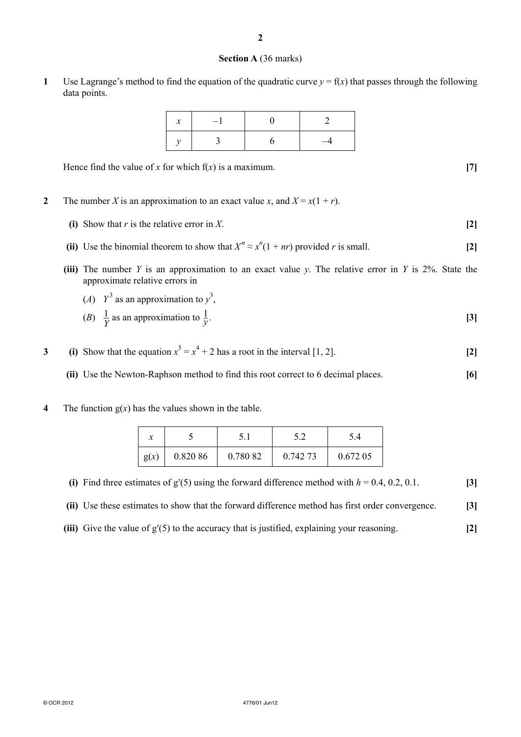## Section A (36 marks)

**1** Use Lagrange's method to find the equation of the quadratic curve $y = \text{f}(x)$ that passes through the following data points.

| $x$ | $-1$ | $0$ | $2$ |
|---|---|---|---|
| $y$ | $3$ | $6$ | $-4$ |

Hence find the value of $x$ for which $\text{f}(x)$ is a maximum. **[7]**

**2** The number $X$ is an approximation to an exact value $x$, and $X = x(1 + r)$.

**(i)** Show that $r$ is the relative error in $X$. **[2]**

**(ii)** Use the binomial theorem to show that $X^n \approx x^n(1 + nr)$ provided $r$ is small. **[2]**

**(iii)** The number $Y$ is an approximation to an exact value $y$. The relative error in $Y$ is 2%. State the approximate relative errors in

($A$) $Y^3$ as an approximation to $y^3$,

($B$) $\frac{1}{Y}$ as an approximation to $\frac{1}{y}$. **[3]**

**3** **(i)** Show that the equation $x^5 = x^4 + 2$ has a root in the interval $[1, 2]$. **[2]**

**(ii)** Use the Newton-Raphson method to find this root correct to 6 decimal places. **[6]**

**4** The function $\text{g}(x)$ has the values shown in the table.

| $x$ | 5 | 5.1 | 5.2 | 5.4 |
|---|---|---|---|---|
| $\text{g}(x)$ | 0.820 86 | 0.780 82 | 0.742 73 | 0.672 05 |

**(i)** Find three estimates of $\text{g}'(5)$ using the forward difference method with $h = 0.4, 0.2, 0.1$. **[3]**

**(ii)** Use these estimates to show that the forward difference method has first order convergence. **[3]**

**(iii)** Give the value of $\text{g}'(5)$ to the accuracy that is justified, explaining your reasoning. **[2]**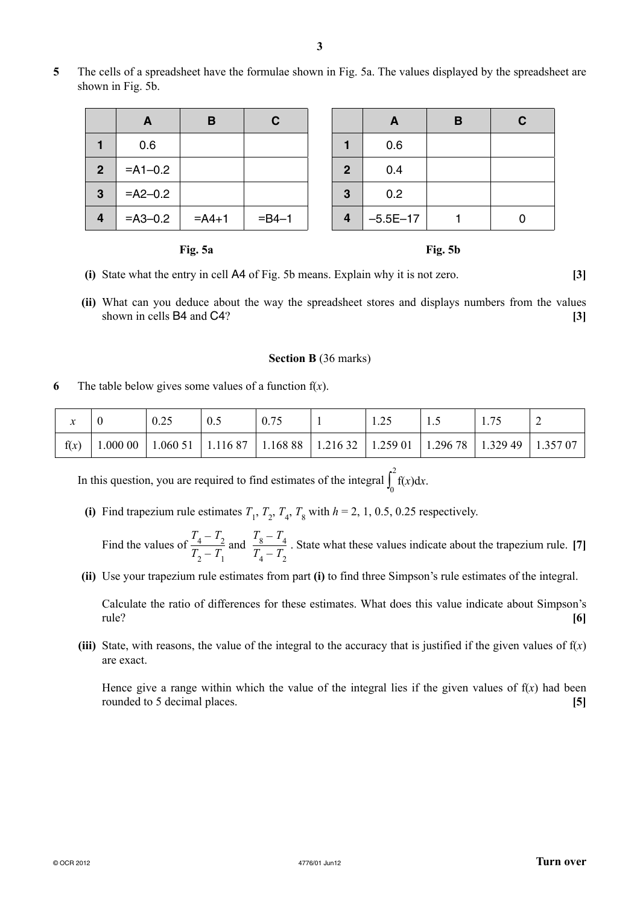**5** The cells of a spreadsheet have the formulae shown in Fig. 5a. The values displayed by the spreadsheet are shown in Fig. 5b.

| | A | B | C |
|---|---|---|---|
| **1** | 0.6 | | |
| **2** | =A1–0.2 | | |
| **3** | =A2–0.2 | | |
| **4** | =A3–0.2 | =A4+1 | =B4–1 |

**Fig. 5a**

| | A | B | C |
|---|---|---|---|
| **1** | 0.6 | | |
| **2** | 0.4 | | |
| **3** | 0.2 | | |
| **4** | –5.5E–17 | 1 | 0 |

**Fig. 5b**

**(i)** State what the entry in cell A4 of Fig. 5b means. Explain why it is not zero. **[3]**

**(ii)** What can you deduce about the way the spreadsheet stores and displays numbers from the values shown in cells B4 and C4? **[3]**

## Section B (36 marks)

**6** The table below gives some values of a function $f(x)$.

| $x$ | 0 | 0.25 | 0.5 | 0.75 | 1 | 1.25 | 1.5 | 1.75 | 2 |
|---|---|---|---|---|---|---|---|---|---|
| $f(x)$ | 1.000 00 | 1.060 51 | 1.116 87 | 1.168 88 | 1.216 32 | 1.259 01 | 1.296 78 | 1.329 49 | 1.357 07 |

In this question, you are required to find estimates of the integral $\int_0^2 f(x)\,dx$.

**(i)** Find trapezium rule estimates $T_1$, $T_2$, $T_4$, $T_8$ with $h = 2, 1, 0.5, 0.25$ respectively.

Find the values of $\dfrac{T_4 - T_2}{T_2 - T_1}$ and $\dfrac{T_8 - T_4}{T_4 - T_2}$. State what these values indicate about the trapezium rule. **[7]**

**(ii)** Use your trapezium rule estimates from part **(i)** to find three Simpson's rule estimates of the integral.

Calculate the ratio of differences for these estimates. What does this value indicate about Simpson's rule? **[6]**

**(iii)** State, with reasons, the value of the integral to the accuracy that is justified if the given values of $f(x)$ are exact.

Hence give a range within which the value of the integral lies if the given values of $f(x)$ had been rounded to 5 decimal places. **[5]**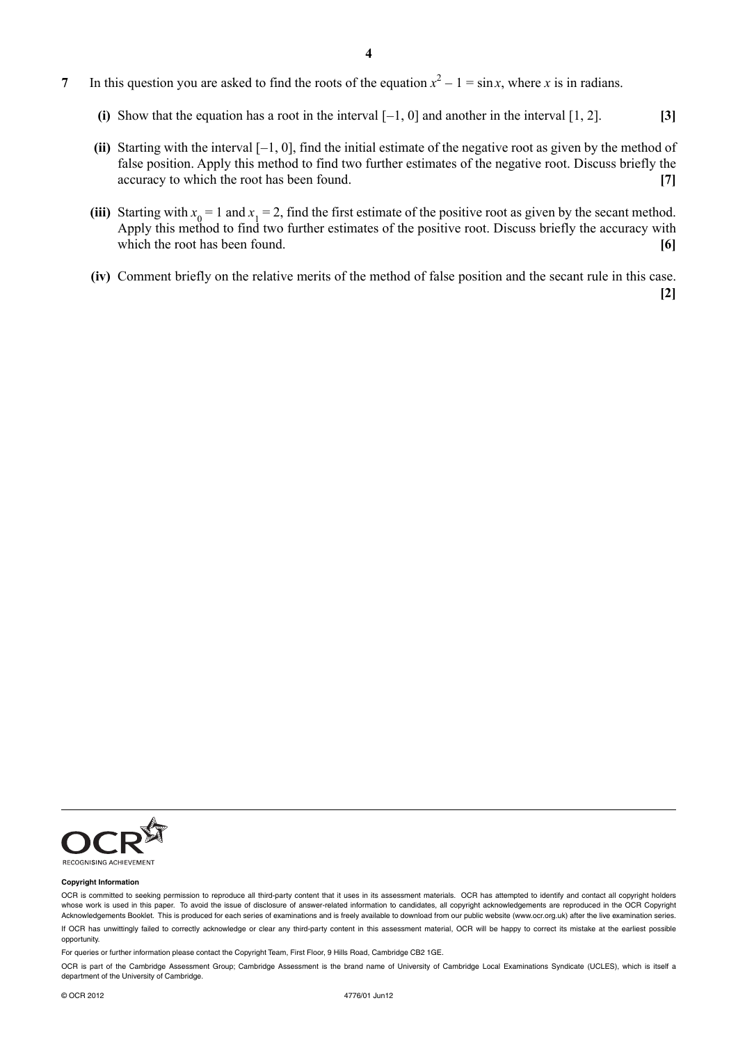**7** In this question you are asked to find the roots of the equation $x^2 - 1 = \sin x$, where $x$ is in radians.

**(i)** Show that the equation has a root in the interval $[-1, 0]$ and another in the interval $[1, 2]$. **[3]**

**(ii)** Starting with the interval $[-1, 0]$, find the initial estimate of the negative root as given by the method of false position. Apply this method to find two further estimates of the negative root. Discuss briefly the accuracy to which the root has been found. **[7]**

**(iii)** Starting with $x_0 = 1$ and $x_1 = 2$, find the first estimate of the positive root as given by the secant method. Apply this method to find two further estimates of the positive root. Discuss briefly the accuracy with which the root has been found. **[6]**

**(iv)** Comment briefly on the relative merits of the method of false position and the secant rule in this case. **[2]**

**Copyright Information**

OCR is committed to seeking permission to reproduce all third-party content that it uses in its assessment materials. OCR has attempted to identify and contact all copyright holders whose work is used in this paper. To avoid the issue of disclosure of answer-related information to candidates, all copyright acknowledgements are reproduced in the OCR Copyright Acknowledgements Booklet. This is produced for each series of examinations and is freely available to download from our public website (www.ocr.org.uk) after the live examination series.

If OCR has unwittingly failed to correctly acknowledge or clear any third-party content in this assessment material, OCR will be happy to correct its mistake at the earliest possible opportunity.

For queries or further information please contact the Copyright Team, First Floor, 9 Hills Road, Cambridge CB2 1GE.

OCR is part of the Cambridge Assessment Group; Cambridge Assessment is the brand name of University of Cambridge Local Examinations Syndicate (UCLES), which is itself a department of the University of Cambridge.

© OCR 2012 4776/01 Jun12